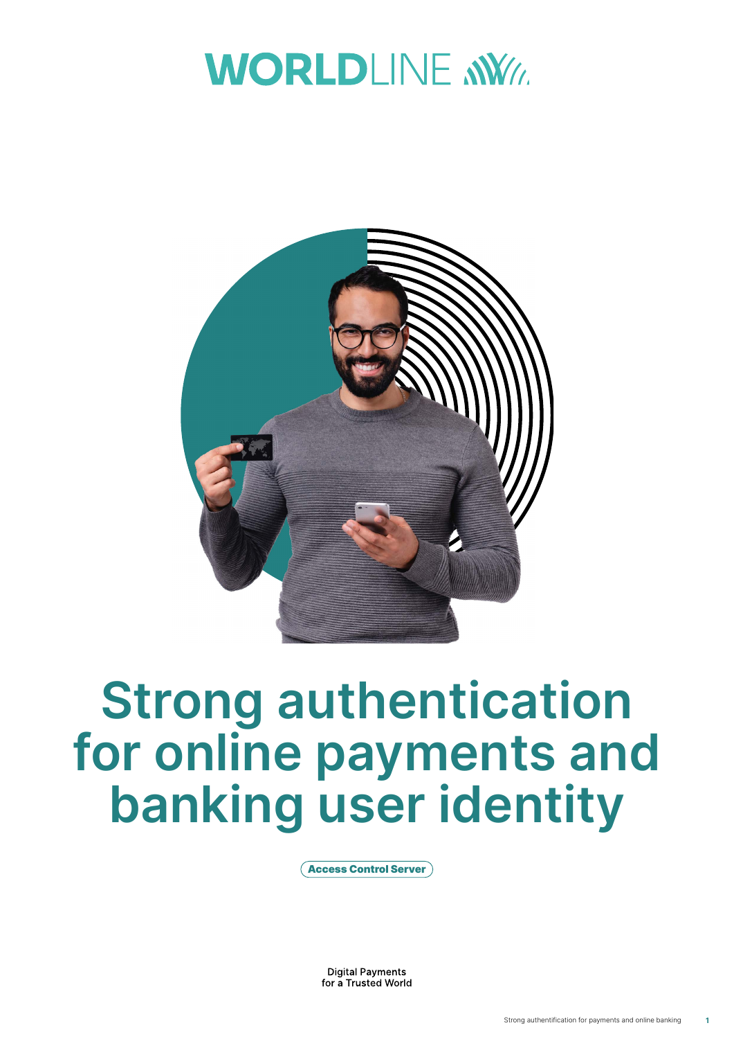WORLDLINE

# Strong authentication for online payments and banking user identity

Access Control Server

Digital Payments
for a Trusted World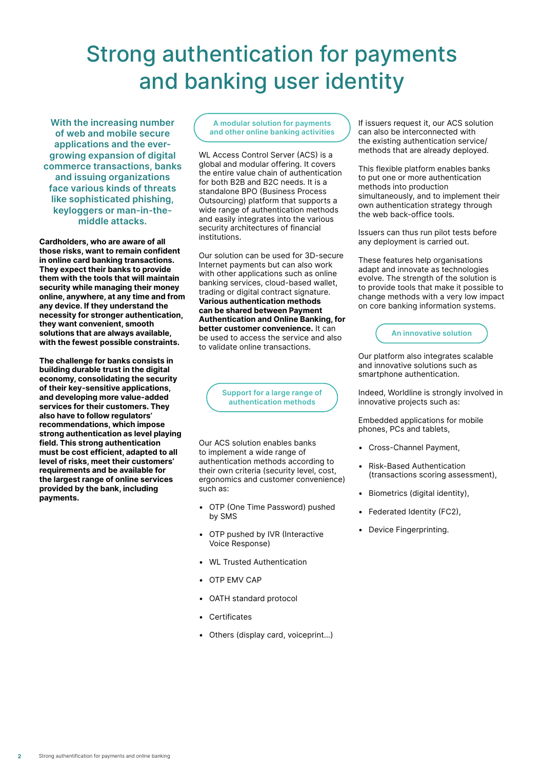# Strong authentication for payments and banking user identity

With the increasing number of web and mobile secure applications and the ever-growing expansion of digital commerce transactions, banks and issuing organizations face various kinds of threats like sophisticated phishing, keyloggers or man-in-the-middle attacks.

**Cardholders, who are aware of all those risks, want to remain confident in online card banking transactions. They expect their banks to provide them with the tools that will maintain security while managing their money online, anywhere, at any time and from any device. If they understand the necessity for stronger authentication, they want convenient, smooth solutions that are always available, with the fewest possible constraints.**

**The challenge for banks consists in building durable trust in the digital economy, consolidating the security of their key-sensitive applications, and developing more value-added services for their customers. They also have to follow regulators' recommendations, which impose strong authentication as level playing field. This strong authentication must be cost efficient, adapted to all level of risks, meet their customers' requirements and be available for the largest range of online services provided by the bank, including payments.**

## A modular solution for payments and other online banking activities

WL Access Control Server (ACS) is a global and modular offering. It covers the entire value chain of authentication for both B2B and B2C needs. It is a standalone BPO (Business Process Outsourcing) platform that supports a wide range of authentication methods and easily integrates into the various security architectures of financial institutions.

Our solution can be used for 3D-secure Internet payments but can also work with other applications such as online banking services, cloud-based wallet, trading or digital contract signature. **Various authentication methods can be shared between Payment Authentication and Online Banking, for better customer convenience.** It can be used to access the service and also to validate online transactions.

## Support for a large range of authentication methods

Our ACS solution enables banks to implement a wide range of authentication methods according to their own criteria (security level, cost, ergonomics and customer convenience) such as:

- OTP (One Time Password) pushed by SMS
- OTP pushed by IVR (Interactive Voice Response)
- WL Trusted Authentication
- OTP EMV CAP
- OATH standard protocol
- Certificates
- Others (display card, voiceprint...)

If issuers request it, our ACS solution can also be interconnected with the existing authentication service/ methods that are already deployed.

This flexible platform enables banks to put one or more authentication methods into production simultaneously, and to implement their own authentication strategy through the web back-office tools.

Issuers can thus run pilot tests before any deployment is carried out.

These features help organisations adapt and innovate as technologies evolve. The strength of the solution is to provide tools that make it possible to change methods with a very low impact on core banking information systems.

## An innovative solution

Our platform also integrates scalable and innovative solutions such as smartphone authentication.

Indeed, Worldline is strongly involved in innovative projects such as:

Embedded applications for mobile phones, PCs and tablets,

- Cross-Channel Payment,
- Risk-Based Authentication (transactions scoring assessment),
- Biometrics (digital identity),
- Federated Identity (FC2),
- Device Fingerprinting.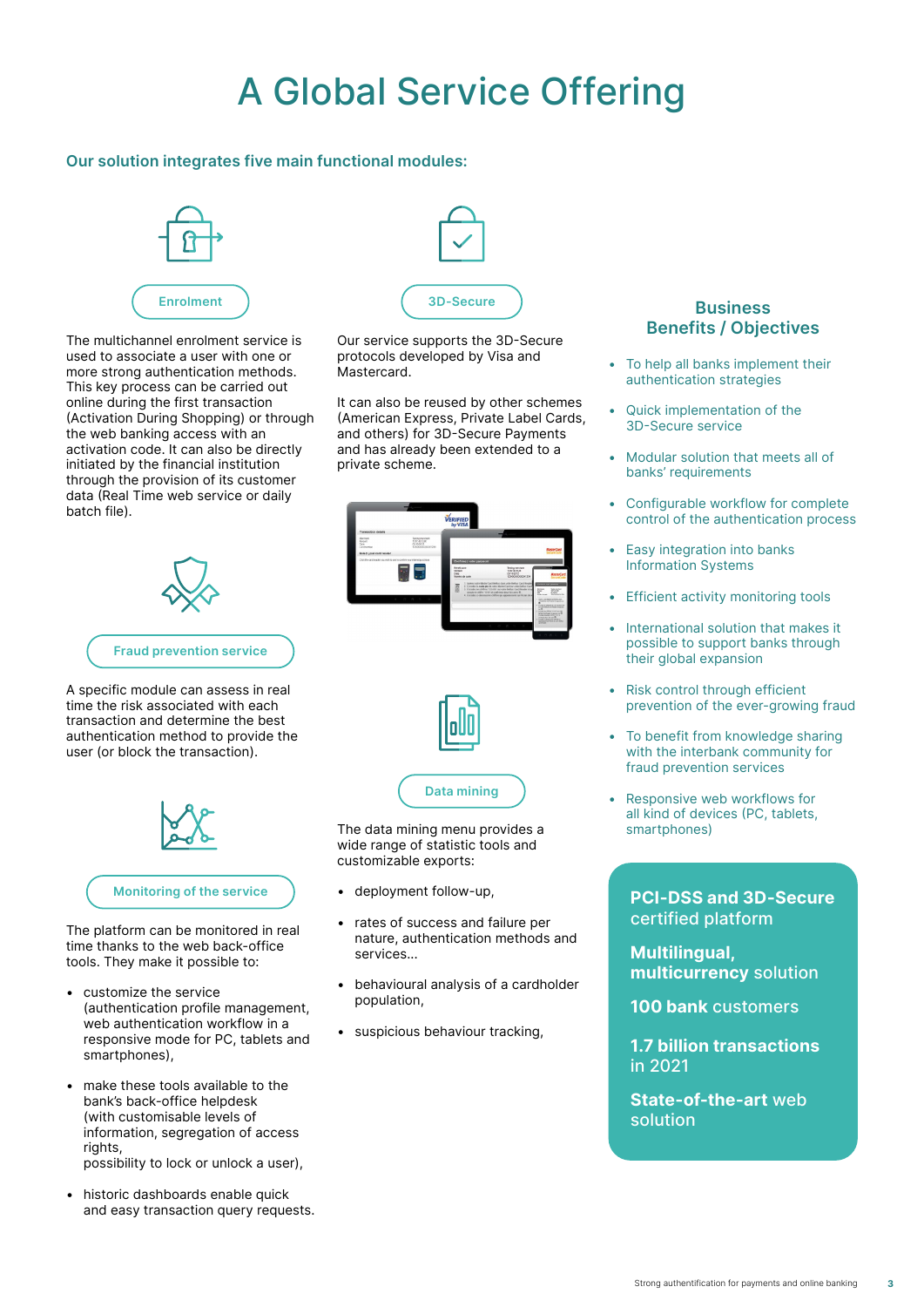# A Global Service Offering

## Our solution integrates five main functional modules:

### Enrolment

The multichannel enrolment service is used to associate a user with one or more strong authentication methods. This key process can be carried out online during the first transaction (Activation During Shopping) or through the web banking access with an activation code. It can also be directly initiated by the financial institution through the provision of its customer data (Real Time web service or daily batch file).

### Fraud prevention service

A specific module can assess in real time the risk associated with each transaction and determine the best authentication method to provide the user (or block the transaction).

### Monitoring of the service

The platform can be monitored in real time thanks to the web back-office tools. They make it possible to:

- customize the service (authentication profile management, web authentication workflow in a responsive mode for PC, tablets and smartphones),
- make these tools available to the bank's back-office helpdesk (with customisable levels of information, segregation of access rights, possibility to lock or unlock a user),
- historic dashboards enable quick and easy transaction query requests.

### 3D-Secure

Our service supports the 3D-Secure protocols developed by Visa and Mastercard.

It can also be reused by other schemes (American Express, Private Label Cards, and others) for 3D-Secure Payments and has already been extended to a private scheme.

### Data mining

The data mining menu provides a wide range of statistic tools and customizable exports:

- deployment follow-up,
- rates of success and failure per nature, authentication methods and services...
- behavioural analysis of a cardholder population,
- suspicious behaviour tracking,

## Business Benefits / Objectives

- To help all banks implement their authentication strategies
- Quick implementation of the 3D-Secure service
- Modular solution that meets all of banks' requirements
- Configurable workflow for complete control of the authentication process
- Easy integration into banks Information Systems
- Efficient activity monitoring tools
- International solution that makes it possible to support banks through their global expansion
- Risk control through efficient prevention of the ever-growing fraud
- To benefit from knowledge sharing with the interbank community for fraud prevention services
- Responsive web workflows for all kind of devices (PC, tablets, smartphones)

**PCI-DSS and 3D-Secure** certified platform

**Multilingual, multicurrency** solution

**100 bank customers**

**1.7 billion transactions** in 2021

**State-of-the-art** web solution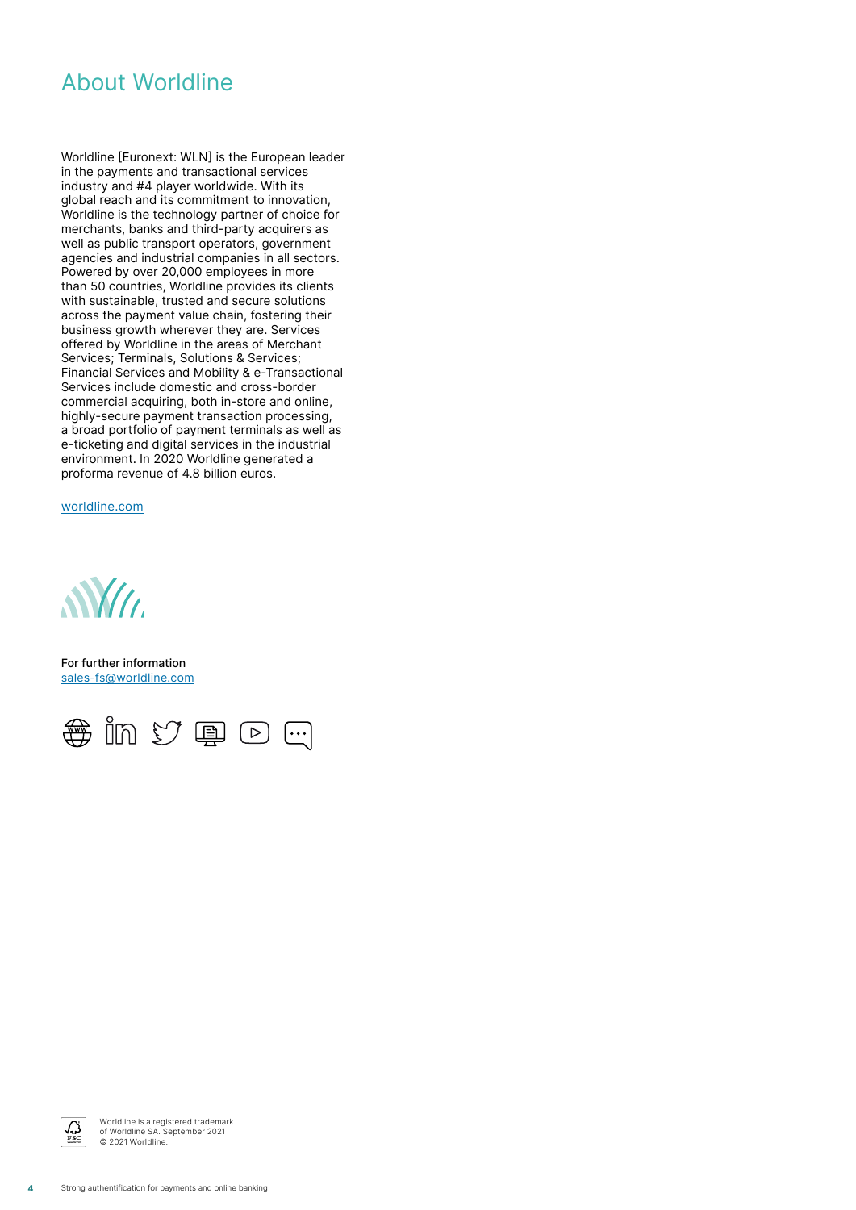# About Worldline

Worldline [Euronext: WLN] is the European leader in the payments and transactional services industry and #4 player worldwide. With its global reach and its commitment to innovation, Worldline is the technology partner of choice for merchants, banks and third-party acquirers as well as public transport operators, government agencies and industrial companies in all sectors. Powered by over 20,000 employees in more than 50 countries, Worldline provides its clients with sustainable, trusted and secure solutions across the payment value chain, fostering their business growth wherever they are. Services offered by Worldline in the areas of Merchant Services; Terminals, Solutions & Services; Financial Services and Mobility & e-Transactional Services include domestic and cross-border commercial acquiring, both in-store and online, highly-secure payment transaction processing, a broad portfolio of payment terminals as well as e-ticketing and digital services in the industrial environment. In 2020 Worldline generated a proforma revenue of 4.8 billion euros.

worldline.com

For further information
sales-fs@worldline.com

Worldline is a registered trademark of Worldline SA. September 2021
© 2021 Worldline.